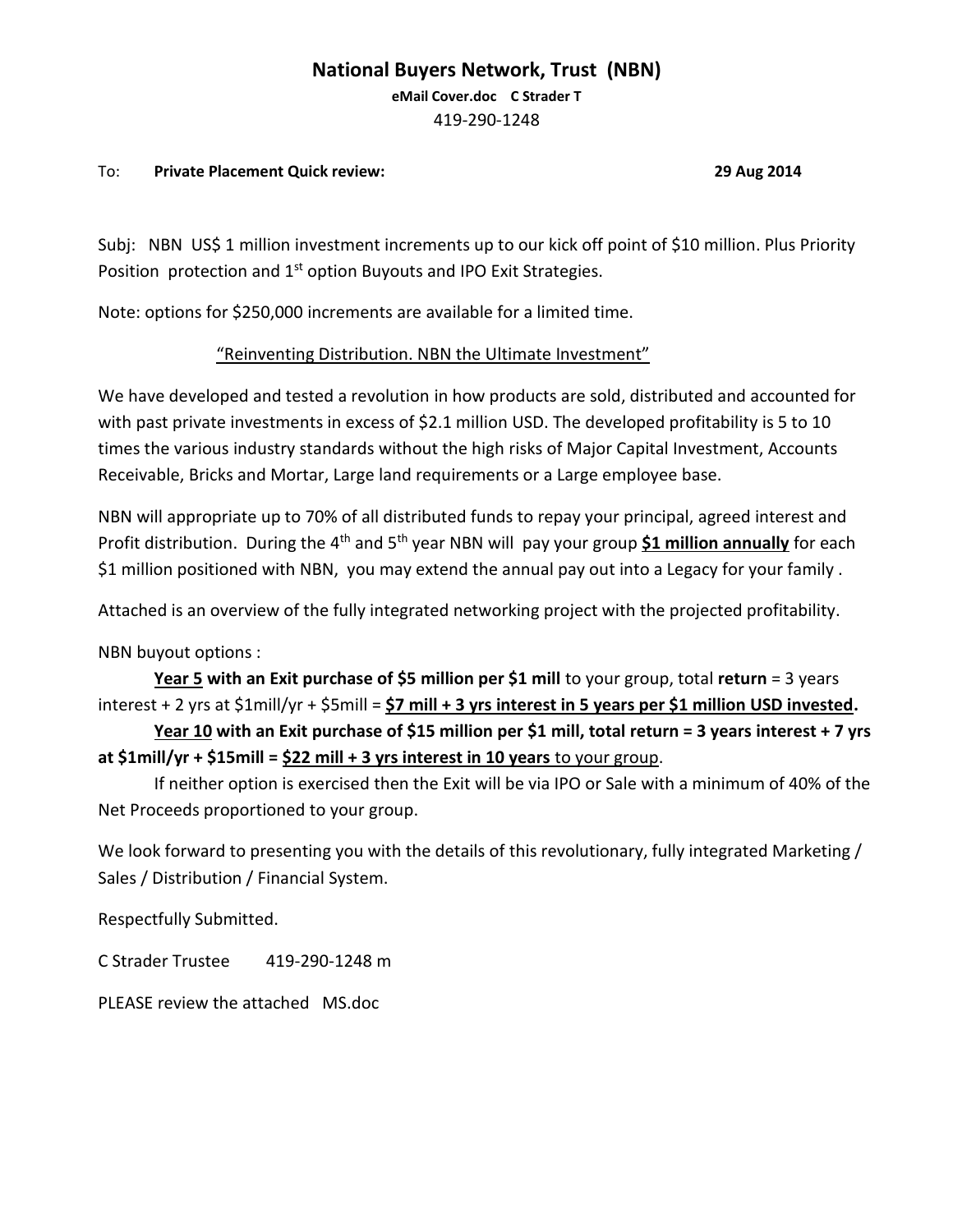# National Buyers Network, Trust (NBN)

**eMail Cover.doc C Strader T**

419-290-1248

To: **Private Placement Quick review:** **29 Aug 2014**

Subj: NBN US$ 1 million investment increments up to our kick off point of $10 million. Plus Priority Position protection and 1st option Buyouts and IPO Exit Strategies.

Note: options for $250,000 increments are available for a limited time.

"Reinventing Distribution. NBN the Ultimate Investment"

We have developed and tested a revolution in how products are sold, distributed and accounted for with past private investments in excess of $2.1 million USD. The developed profitability is 5 to 10 times the various industry standards without the high risks of Major Capital Investment, Accounts Receivable, Bricks and Mortar, Large land requirements or a Large employee base.

NBN will appropriate up to 70% of all distributed funds to repay your principal, agreed interest and Profit distribution. During the 4th and 5th year NBN will pay your group **$1 million annually** for each $1 million positioned with NBN, you may extend the annual pay out into a Legacy for your family .

Attached is an overview of the fully integrated networking project with the projected profitability.

NBN buyout options :

**Year 5 with an Exit purchase of $5 million per $1 mill** to your group, total **return** = 3 years interest + 2 yrs at $1mill/yr + $5mill = **$7 mill + 3 yrs interest in 5 years per $1 million USD invested.**

**Year 10 with an Exit purchase of $15 million per $1 mill, total return = 3 years interest + 7 yrs at $1mill/yr + $15mill = $22 mill + 3 yrs interest in 10 years** to your group.

If neither option is exercised then the Exit will be via IPO or Sale with a minimum of 40% of the Net Proceeds proportioned to your group.

We look forward to presenting you with the details of this revolutionary, fully integrated Marketing / Sales / Distribution / Financial System.

Respectfully Submitted.

C Strader Trustee 419-290-1248 m

PLEASE review the attached MS.doc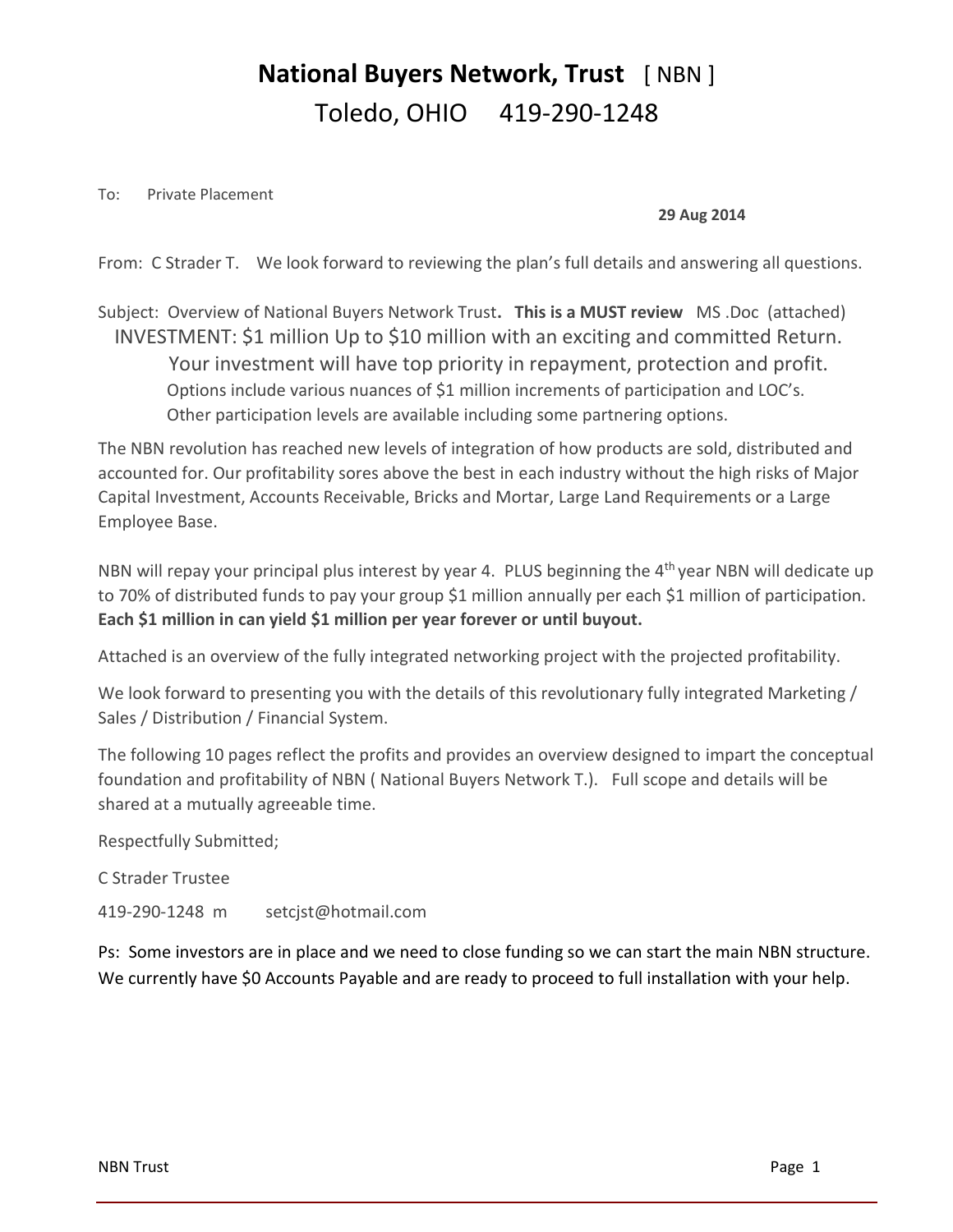# **National Buyers Network, Trust** [ NBN ]
# Toledo, OHIO 419-290-1248

To: Private Placement

**29 Aug 2014**

From: C Strader T. We look forward to reviewing the plan's full details and answering all questions.

Subject: Overview of National Buyers Network Trust**.** **This is a MUST review** MS .Doc (attached)

INVESTMENT: $1 million Up to $10 million with an exciting and committed Return.

Your investment will have top priority in repayment, protection and profit.

Options include various nuances of $1 million increments of participation and LOC's.

Other participation levels are available including some partnering options.

The NBN revolution has reached new levels of integration of how products are sold, distributed and accounted for. Our profitability sores above the best in each industry without the high risks of Major Capital Investment, Accounts Receivable, Bricks and Mortar, Large Land Requirements or a Large Employee Base.

NBN will repay your principal plus interest by year 4. PLUS beginning the 4th year NBN will dedicate up to 70% of distributed funds to pay your group $1 million annually per each $1 million of participation. **Each $1 million in can yield $1 million per year forever or until buyout.**

Attached is an overview of the fully integrated networking project with the projected profitability.

We look forward to presenting you with the details of this revolutionary fully integrated Marketing / Sales / Distribution / Financial System.

The following 10 pages reflect the profits and provides an overview designed to impart the conceptual foundation and profitability of NBN ( National Buyers Network T.). Full scope and details will be shared at a mutually agreeable time.

Respectfully Submitted;

C Strader Trustee

419-290-1248 m setcjst@hotmail.com

Ps: Some investors are in place and we need to close funding so we can start the main NBN structure. We currently have $0 Accounts Payable and are ready to proceed to full installation with your help.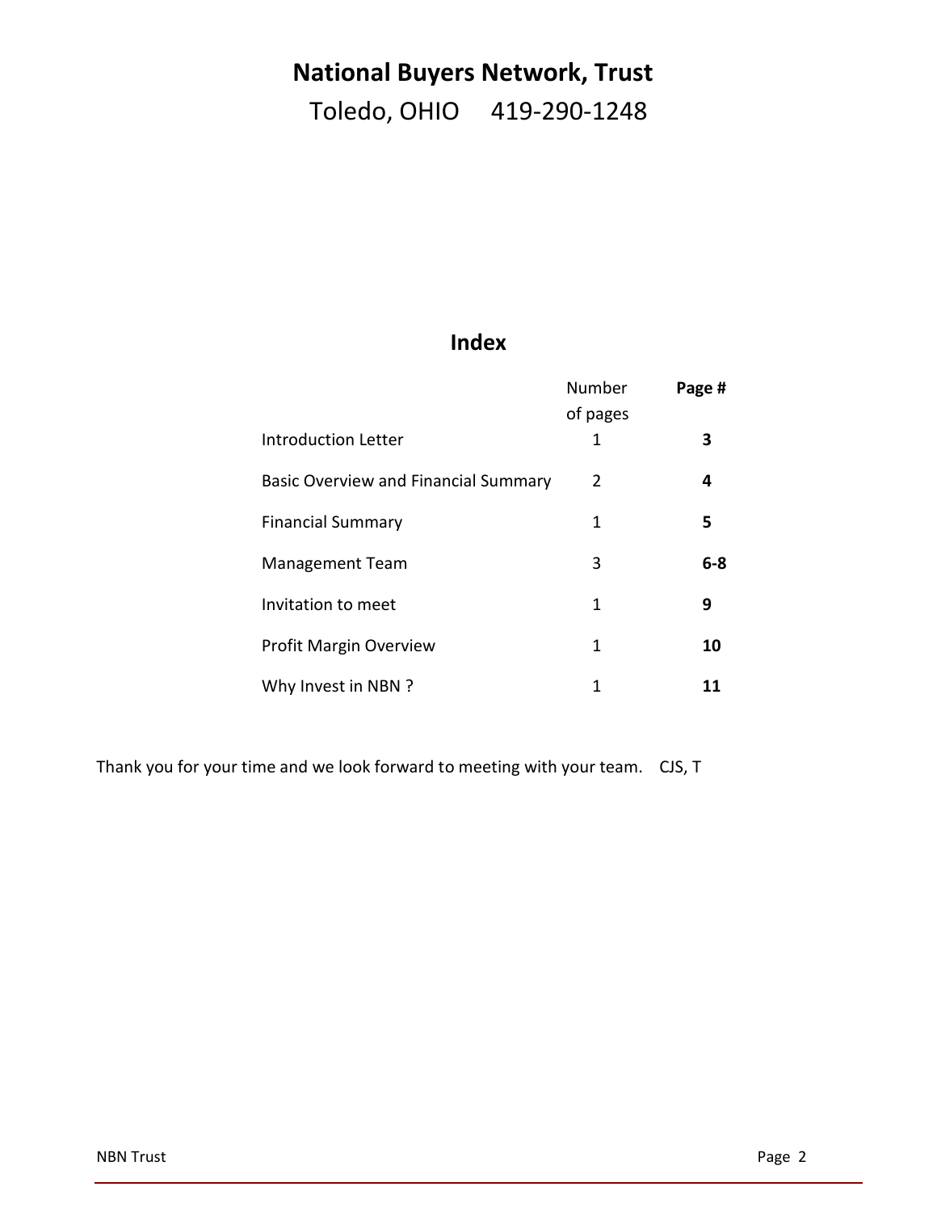# National Buyers Network, Trust

Toledo, OHIO 419-290-1248

## Index

| | Number of pages | **Page #** |
|---|---|---|
| Introduction Letter | 1 | **3** |
| Basic Overview and Financial Summary | 2 | **4** |
| Financial Summary | 1 | **5** |
| Management Team | 3 | **6-8** |
| Invitation to meet | 1 | **9** |
| Profit Margin Overview | 1 | **10** |
| Why Invest in NBN ? | 1 | **11** |

Thank you for your time and we look forward to meeting with your team. CJS, T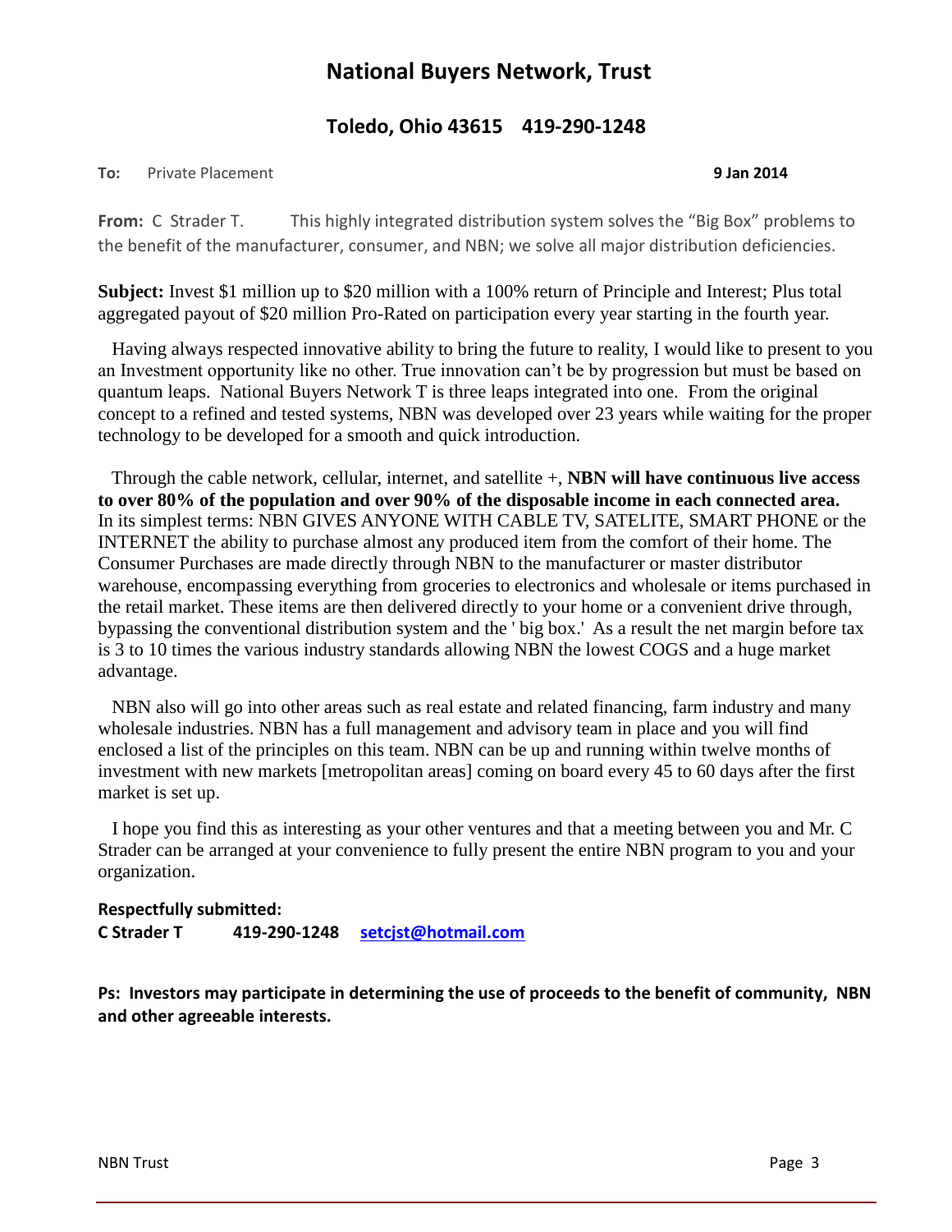# National Buyers Network, Trust

## Toledo, Ohio 43615    419-290-1248

**To:** Private Placement **9 Jan 2014**

**From:** C Strader T. This highly integrated distribution system solves the "Big Box" problems to the benefit of the manufacturer, consumer, and NBN; we solve all major distribution deficiencies.

**Subject:** Invest $1 million up to $20 million with a 100% return of Principle and Interest; Plus total aggregated payout of $20 million Pro-Rated on participation every year starting in the fourth year.

Having always respected innovative ability to bring the future to reality, I would like to present to you an Investment opportunity like no other. True innovation can't be by progression but must be based on quantum leaps. National Buyers Network T is three leaps integrated into one. From the original concept to a refined and tested systems, NBN was developed over 23 years while waiting for the proper technology to be developed for a smooth and quick introduction.

Through the cable network, cellular, internet, and satellite +, **NBN will have continuous live access to over 80% of the population and over 90% of the disposable income in each connected area.** In its simplest terms: NBN GIVES ANYONE WITH CABLE TV, SATELITE, SMART PHONE or the INTERNET the ability to purchase almost any produced item from the comfort of their home. The Consumer Purchases are made directly through NBN to the manufacturer or master distributor warehouse, encompassing everything from groceries to electronics and wholesale or items purchased in the retail market. These items are then delivered directly to your home or a convenient drive through, bypassing the conventional distribution system and the ' big box.' As a result the net margin before tax is 3 to 10 times the various industry standards allowing NBN the lowest COGS and a huge market advantage.

NBN also will go into other areas such as real estate and related financing, farm industry and many wholesale industries. NBN has a full management and advisory team in place and you will find enclosed a list of the principles on this team. NBN can be up and running within twelve months of investment with new markets [metropolitan areas] coming on board every 45 to 60 days after the first market is set up.

I hope you find this as interesting as your other ventures and that a meeting between you and Mr. C Strader can be arranged at your convenience to fully present the entire NBN program to you and your organization.

**Respectfully submitted:**
**C Strader T    419-290-1248    setcjst@hotmail.com**

**Ps: Investors may participate in determining the use of proceeds to the benefit of community, NBN and other agreeable interests.**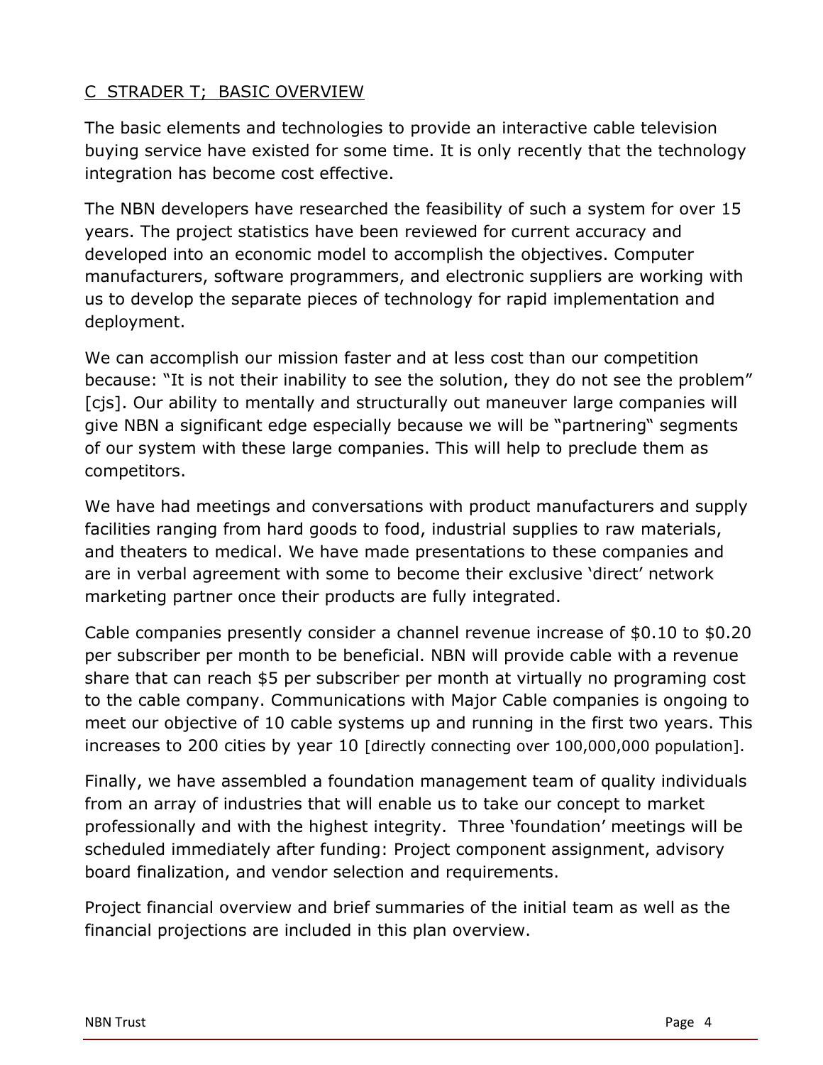## C STRADER T; BASIC OVERVIEW

The basic elements and technologies to provide an interactive cable television buying service have existed for some time. It is only recently that the technology integration has become cost effective.

The NBN developers have researched the feasibility of such a system for over 15 years. The project statistics have been reviewed for current accuracy and developed into an economic model to accomplish the objectives. Computer manufacturers, software programmers, and electronic suppliers are working with us to develop the separate pieces of technology for rapid implementation and deployment.

We can accomplish our mission faster and at less cost than our competition because: "It is not their inability to see the solution, they do not see the problem" [cjs]. Our ability to mentally and structurally out maneuver large companies will give NBN a significant edge especially because we will be "partnering" segments of our system with these large companies. This will help to preclude them as competitors.

We have had meetings and conversations with product manufacturers and supply facilities ranging from hard goods to food, industrial supplies to raw materials, and theaters to medical. We have made presentations to these companies and are in verbal agreement with some to become their exclusive 'direct' network marketing partner once their products are fully integrated.

Cable companies presently consider a channel revenue increase of $0.10 to $0.20 per subscriber per month to be beneficial. NBN will provide cable with a revenue share that can reach $5 per subscriber per month at virtually no programing cost to the cable company. Communications with Major Cable companies is ongoing to meet our objective of 10 cable systems up and running in the first two years. This increases to 200 cities by year 10 [directly connecting over 100,000,000 population].

Finally, we have assembled a foundation management team of quality individuals from an array of industries that will enable us to take our concept to market professionally and with the highest integrity. Three 'foundation' meetings will be scheduled immediately after funding: Project component assignment, advisory board finalization, and vendor selection and requirements.

Project financial overview and brief summaries of the initial team as well as the financial projections are included in this plan overview.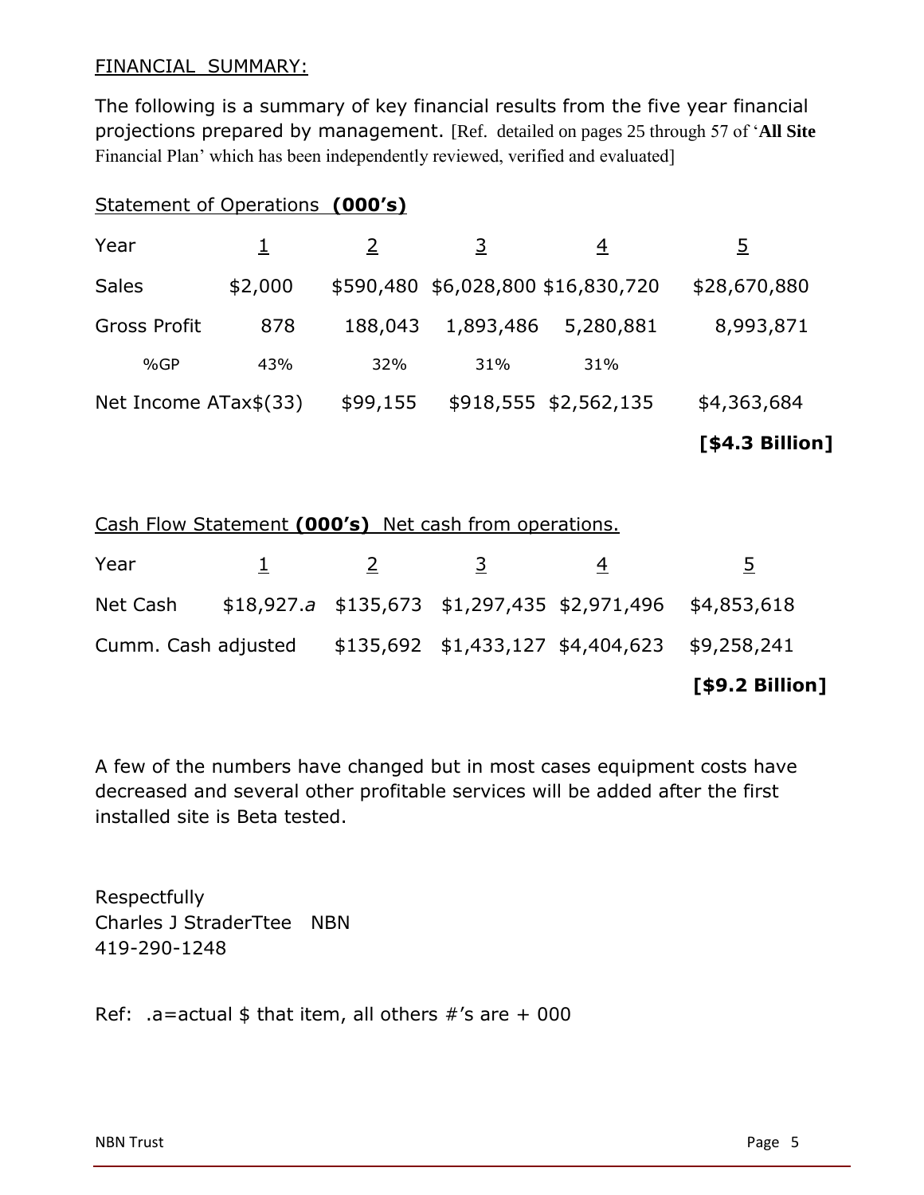FINANCIAL SUMMARY:

The following is a summary of key financial results from the five year financial projections prepared by management. [Ref. detailed on pages 25 through 57 of '**All Site** Financial Plan' which has been independently reviewed, verified and evaluated]

Statement of Operations **(000's)**

| Year | 1 | 2 | 3 | 4 | 5 |
|---|---|---|---|---|---|
| Sales | $2,000 | $590,480 | $6,028,800 | $16,830,720 | $28,670,880 |
| Gross Profit | 878 | 188,043 | 1,893,486 | 5,280,881 | 8,993,871 |
| %GP | 43% | 32% | 31% | 31% | |
| Net Income ATax | $(33) | $99,155 | $918,555 | $2,562,135 | $4,363,684 |
| | | | | | **[$4.3 Billion]** |

Cash Flow Statement **(000's)** Net cash from operations.

| Year | 1 | 2 | 3 | 4 | 5 |
|---|---|---|---|---|---|
| Net Cash | $18,927.*a* | $135,673 | $1,297,435 | $2,971,496 | $4,853,618 |
| Cumm. Cash adjusted | | $135,692 | $1,433,127 | $4,404,623 | $9,258,241 |
| | | | | | **[$9.2 Billion]** |

A few of the numbers have changed but in most cases equipment costs have decreased and several other profitable services will be added after the first installed site is Beta tested.

Respectfully
Charles J StraderTtee NBN
419-290-1248

Ref: .a=actual $ that item, all others #'s are + 000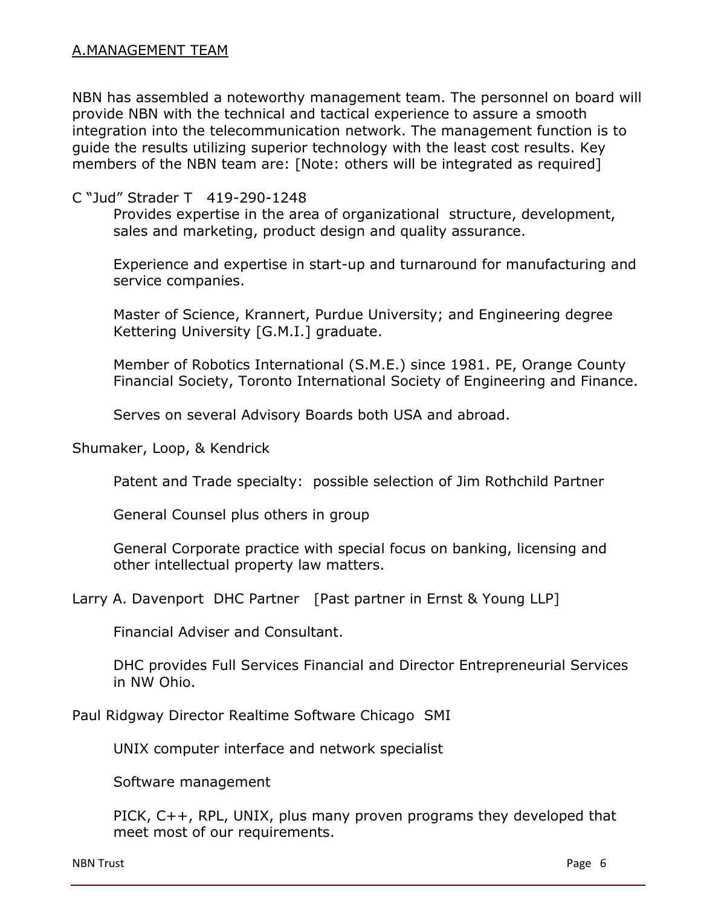## A.MANAGEMENT TEAM

NBN has assembled a noteworthy management team. The personnel on board will provide NBN with the technical and tactical experience to assure a smooth integration into the telecommunication network. The management function is to guide the results utilizing superior technology with the least cost results. Key members of the NBN team are: [Note: others will be integrated as required]

C "Jud" Strader T 419-290-1248

Provides expertise in the area of organizational structure, development, sales and marketing, product design and quality assurance.

Experience and expertise in start-up and turnaround for manufacturing and service companies.

Master of Science, Krannert, Purdue University; and Engineering degree Kettering University [G.M.I.] graduate.

Member of Robotics International (S.M.E.) since 1981. PE, Orange County Financial Society, Toronto International Society of Engineering and Finance.

Serves on several Advisory Boards both USA and abroad.

Shumaker, Loop, & Kendrick

Patent and Trade specialty: possible selection of Jim Rothchild Partner

General Counsel plus others in group

General Corporate practice with special focus on banking, licensing and other intellectual property law matters.

Larry A. Davenport DHC Partner [Past partner in Ernst & Young LLP]

Financial Adviser and Consultant.

DHC provides Full Services Financial and Director Entrepreneurial Services in NW Ohio.

Paul Ridgway Director Realtime Software Chicago SMI

UNIX computer interface and network specialist

Software management

PICK, C++, RPL, UNIX, plus many proven programs they developed that meet most of our requirements.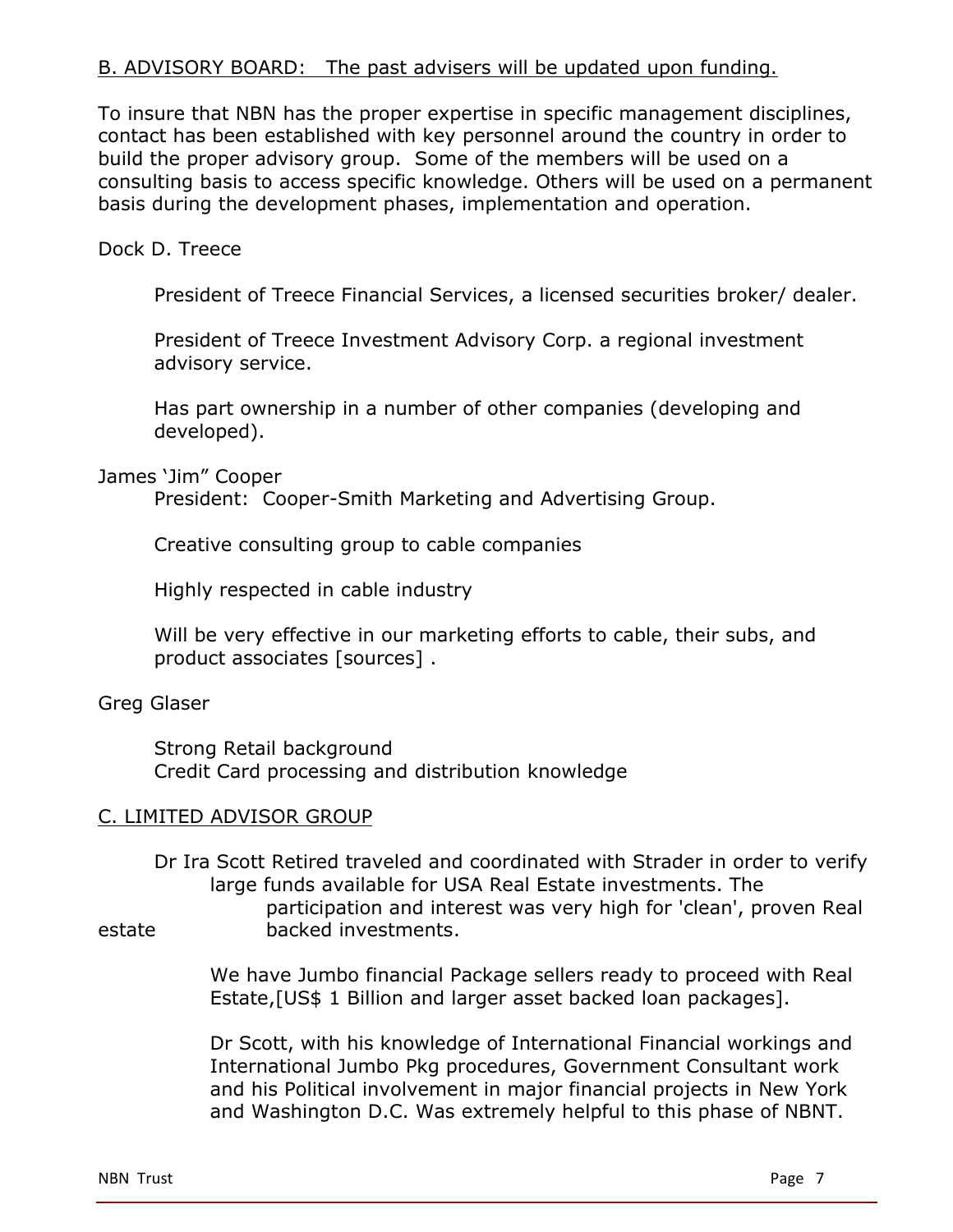B. ADVISORY BOARD: The past advisers will be updated upon funding.

To insure that NBN has the proper expertise in specific management disciplines, contact has been established with key personnel around the country in order to build the proper advisory group. Some of the members will be used on a consulting basis to access specific knowledge. Others will be used on a permanent basis during the development phases, implementation and operation.

Dock D. Treece

President of Treece Financial Services, a licensed securities broker/ dealer.

President of Treece Investment Advisory Corp. a regional investment advisory service.

Has part ownership in a number of other companies (developing and developed).

James 'Jim" Cooper

President: Cooper-Smith Marketing and Advertising Group.

Creative consulting group to cable companies

Highly respected in cable industry

Will be very effective in our marketing efforts to cable, their subs, and product associates [sources] .

Greg Glaser

Strong Retail background
Credit Card processing and distribution knowledge

C. LIMITED ADVISOR GROUP

Dr Ira Scott Retired traveled and coordinated with Strader in order to verify large funds available for USA Real Estate investments. The participation and interest was very high for 'clean', proven Real estate backed investments.

We have Jumbo financial Package sellers ready to proceed with Real Estate,[US$ 1 Billion and larger asset backed loan packages].

Dr Scott, with his knowledge of International Financial workings and International Jumbo Pkg procedures, Government Consultant work and his Political involvement in major financial projects in New York and Washington D.C. Was extremely helpful to this phase of NBNT.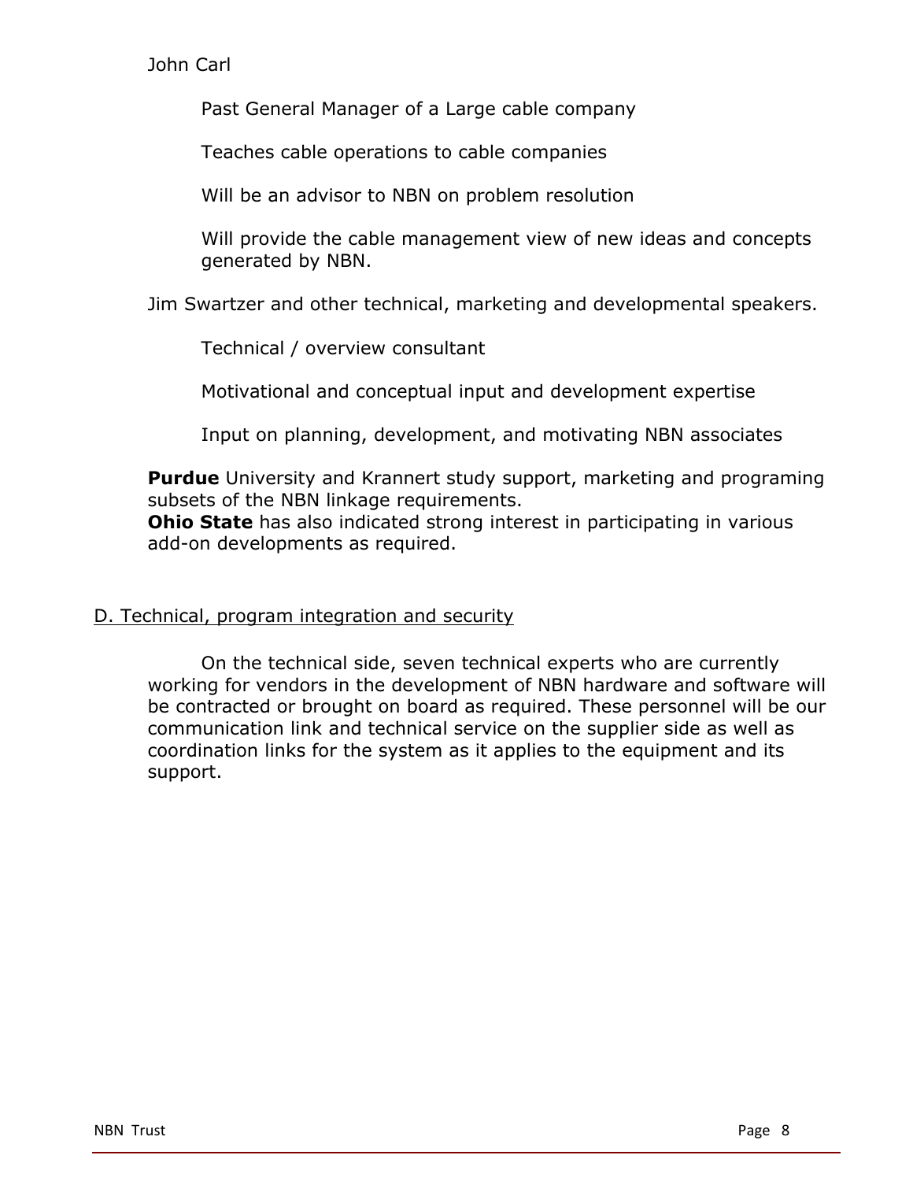John Carl

Past General Manager of a Large cable company

Teaches cable operations to cable companies

Will be an advisor to NBN on problem resolution

Will provide the cable management view of new ideas and concepts generated by NBN.

Jim Swartzer and other technical, marketing and developmental speakers.

Technical / overview consultant

Motivational and conceptual input and development expertise

Input on planning, development, and motivating NBN associates

**Purdue** University and Krannert study support, marketing and programing subsets of the NBN linkage requirements.
**Ohio State** has also indicated strong interest in participating in various add-on developments as required.

D. Technical, program integration and security

On the technical side, seven technical experts who are currently working for vendors in the development of NBN hardware and software will be contracted or brought on board as required. These personnel will be our communication link and technical service on the supplier side as well as coordination links for the system as it applies to the equipment and its support.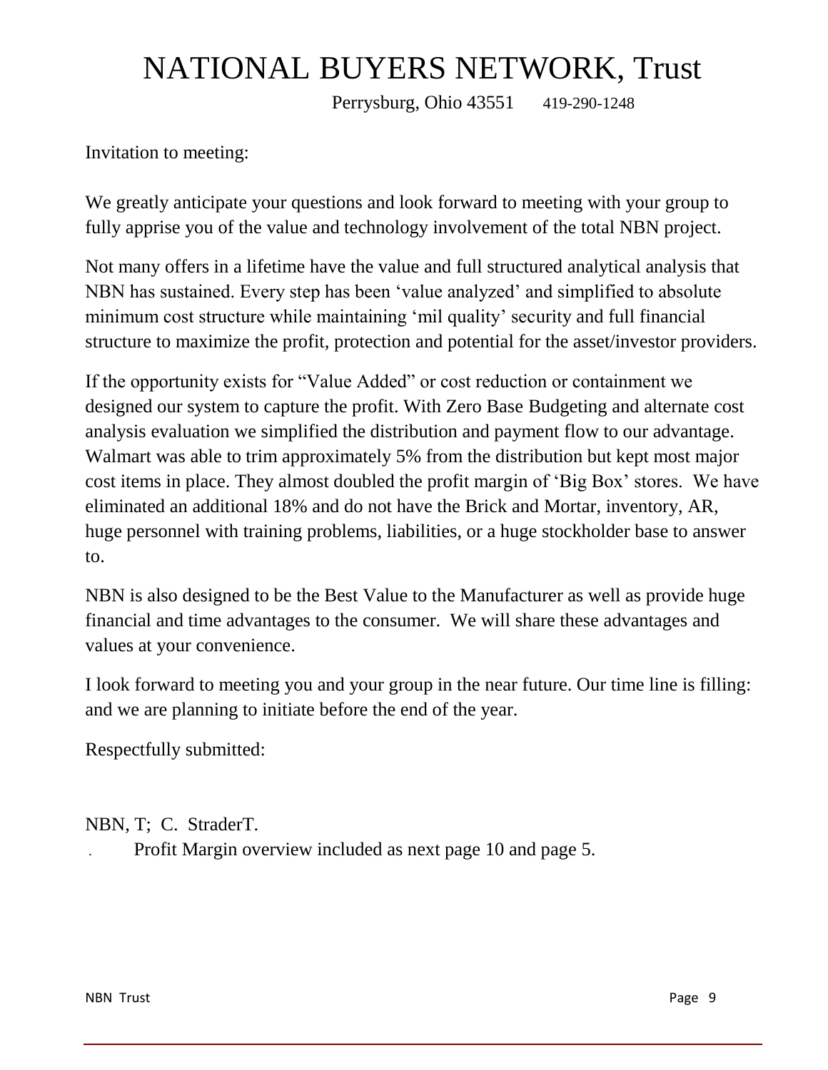# NATIONAL BUYERS NETWORK, Trust

Perrysburg, Ohio 43551 419-290-1248

Invitation to meeting:

We greatly anticipate your questions and look forward to meeting with your group to fully apprise you of the value and technology involvement of the total NBN project.

Not many offers in a lifetime have the value and full structured analytical analysis that NBN has sustained. Every step has been 'value analyzed' and simplified to absolute minimum cost structure while maintaining 'mil quality' security and full financial structure to maximize the profit, protection and potential for the asset/investor providers.

If the opportunity exists for "Value Added" or cost reduction or containment we designed our system to capture the profit. With Zero Base Budgeting and alternate cost analysis evaluation we simplified the distribution and payment flow to our advantage. Walmart was able to trim approximately 5% from the distribution but kept most major cost items in place. They almost doubled the profit margin of 'Big Box' stores. We have eliminated an additional 18% and do not have the Brick and Mortar, inventory, AR, huge personnel with training problems, liabilities, or a huge stockholder base to answer to.

NBN is also designed to be the Best Value to the Manufacturer as well as provide huge financial and time advantages to the consumer. We will share these advantages and values at your convenience.

I look forward to meeting you and your group in the near future. Our time line is filling: and we are planning to initiate before the end of the year.

Respectfully submitted:

NBN, T; C. StraderT.

. Profit Margin overview included as next page 10 and page 5.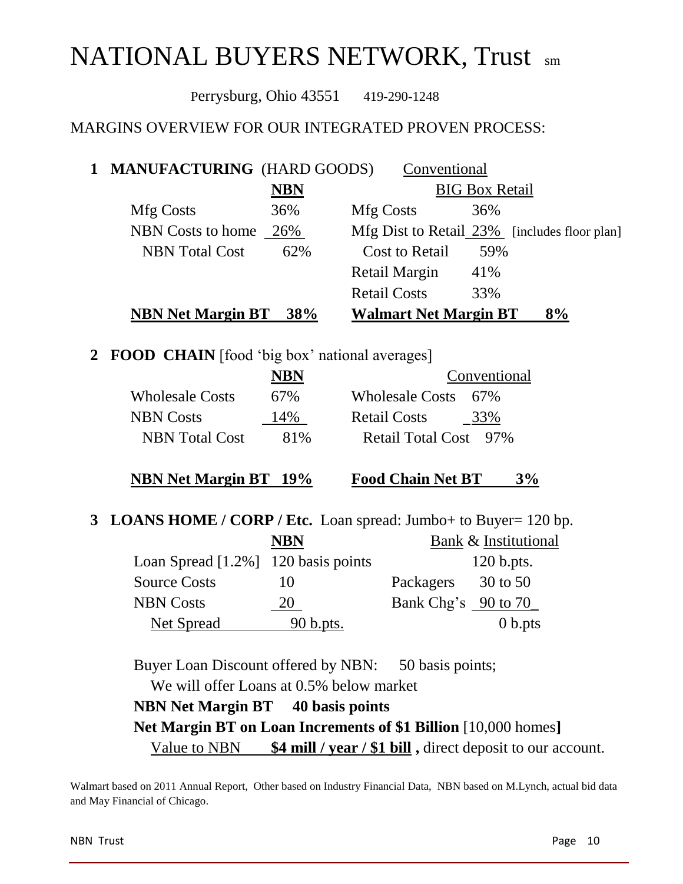# NATIONAL BUYERS NETWORK, Trust sm

Perrysburg, Ohio 43551 419-290-1248

MARGINS OVERVIEW FOR OUR INTEGRATED PROVEN PROCESS:

## 1 MANUFACTURING (HARD GOODS)

| | NBN | Conventional BIG Box Retail | |
|---|---|---|---|
| Mfg Costs | 36% | Mfg Costs | 36% |
| NBN Costs to home | 26% | Mfg Dist to Retail | 23% [includes floor plan] |
| NBN Total Cost | 62% | Cost to Retail | 59% |
| | | Retail Margin | 41% |
| | | Retail Costs | 33% |
| **NBN Net Margin BT** | **38%** | **Walmart Net Margin BT** | **8%** |

## 2 FOOD CHAIN [food 'big box' national averages]

| | NBN | Conventional | |
|---|---|---|---|
| Wholesale Costs | 67% | Wholesale Costs | 67% |
| NBN Costs | 14% | Retail Costs | 33% |
| NBN Total Cost | 81% | Retail Total Cost | 97% |
| **NBN Net Margin BT** | **19%** | **Food Chain Net BT** | **3%** |

## 3 LOANS HOME / CORP / Etc. Loan spread: Jumbo+ to Buyer= 120 bp.

| | NBN | Bank & Institutional | |
|---|---|---|---|
| Loan Spread [1.2%] | 120 basis points | | 120 b.pts. |
| Source Costs | 10 | Packagers | 30 to 50 |
| NBN Costs | 20 | Bank Chg's | 90 to 70 |
| Net Spread | 90 b.pts. | | 0 b.pts |

Buyer Loan Discount offered by NBN: 50 basis points;
We will offer Loans at 0.5% below market

**NBN Net Margin BT 40 basis points**

**Net Margin BT on Loan Increments of $1 Billion** [10,000 homes**]**

Value to NBN **$4 mill / year / $1 bill ,** direct deposit to our account.

Walmart based on 2011 Annual Report, Other based on Industry Financial Data, NBN based on M.Lynch, actual bid data and May Financial of Chicago.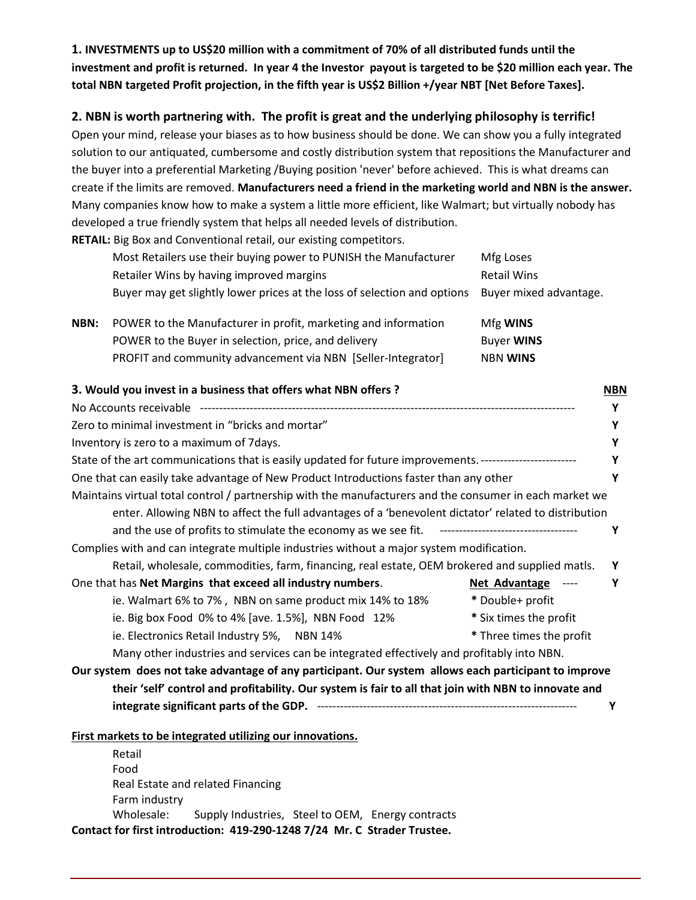**1. INVESTMENTS up to US$20 million with a commitment of 70% of all distributed funds until the investment and profit is returned. In year 4 the Investor payout is targeted to be $20 million each year. The total NBN targeted Profit projection, in the fifth year is US$2 Billion +/year NBT [Net Before Taxes].**

## 2. NBN is worth partnering with. The profit is great and the underlying philosophy is terrific!

Open your mind, release your biases as to how business should be done. We can show you a fully integrated solution to our antiquated, cumbersome and costly distribution system that repositions the Manufacturer and the buyer into a preferential Marketing /Buying position 'never' before achieved. This is what dreams can create if the limits are removed. **Manufacturers need a friend in the marketing world and NBN is the answer.** Many companies know how to make a system a little more efficient, like Walmart; but virtually nobody has developed a true friendly system that helps all needed levels of distribution.

**RETAIL:** Big Box and Conventional retail, our existing competitors.

| | | |
|---|---|---|
| | Most Retailers use their buying power to PUNISH the Manufacturer | Mfg Loses |
| | Retailer Wins by having improved margins | Retail Wins |
| | Buyer may get slightly lower prices at the loss of selection and options | Buyer mixed advantage. |
| **NBN:** | POWER to the Manufacturer in profit, marketing and information | Mfg **WINS** |
| | POWER to the Buyer in selection, price, and delivery | Buyer **WINS** |
| | PROFIT and community advancement via NBN [Seller-Integrator] | NBN **WINS** |

**3. Would you invest in a business that offers what NBN offers ?** **NBN**

No Accounts receivable -------------------------------------------------------------------------------------------------- **Y**

Zero to minimal investment in "bricks and mortar" **Y**

Inventory is zero to a maximum of 7days. **Y**

State of the art communications that is easily updated for future improvements. ------------------------- **Y**

One that can easily take advantage of New Product Introductions faster than any other **Y**

Maintains virtual total control / partnership with the manufacturers and the consumer in each market we enter. Allowing NBN to affect the full advantages of a 'benevolent dictator' related to distribution and the use of profits to stimulate the economy as we see fit. ------------------------------------ **Y**

Complies with and can integrate multiple industries without a major system modification.
Retail, wholesale, commodities, farm, financing, real estate, OEM brokered and supplied matls. **Y**

One that has **Net Margins that exceed all industry numbers**. **Net Advantage** ---- **Y**

ie. Walmart 6% to 7% , NBN on same product mix 14% to 18% **\*** Double+ profit

ie. Big box Food 0% to 4% [ave. 1.5%], NBN Food 12% **\*** Six times the profit

ie. Electronics Retail Industry 5%, NBN 14% **\*** Three times the profit

Many other industries and services can be integrated effectively and profitably into NBN.

**Our system does not take advantage of any participant. Our system allows each participant to improve their 'self' control and profitability. Our system is fair to all that join with NBN to innovate and integrate significant parts of the GDP.** ------------------------------------------------------------------- **Y**

**<u>First markets to be integrated utilizing our innovations.</u>**

Retail
Food
Real Estate and related Financing
Farm industry
Wholesale: Supply Industries, Steel to OEM, Energy contracts

**Contact for first introduction: 419-290-1248 7/24 Mr. C Strader Trustee.**